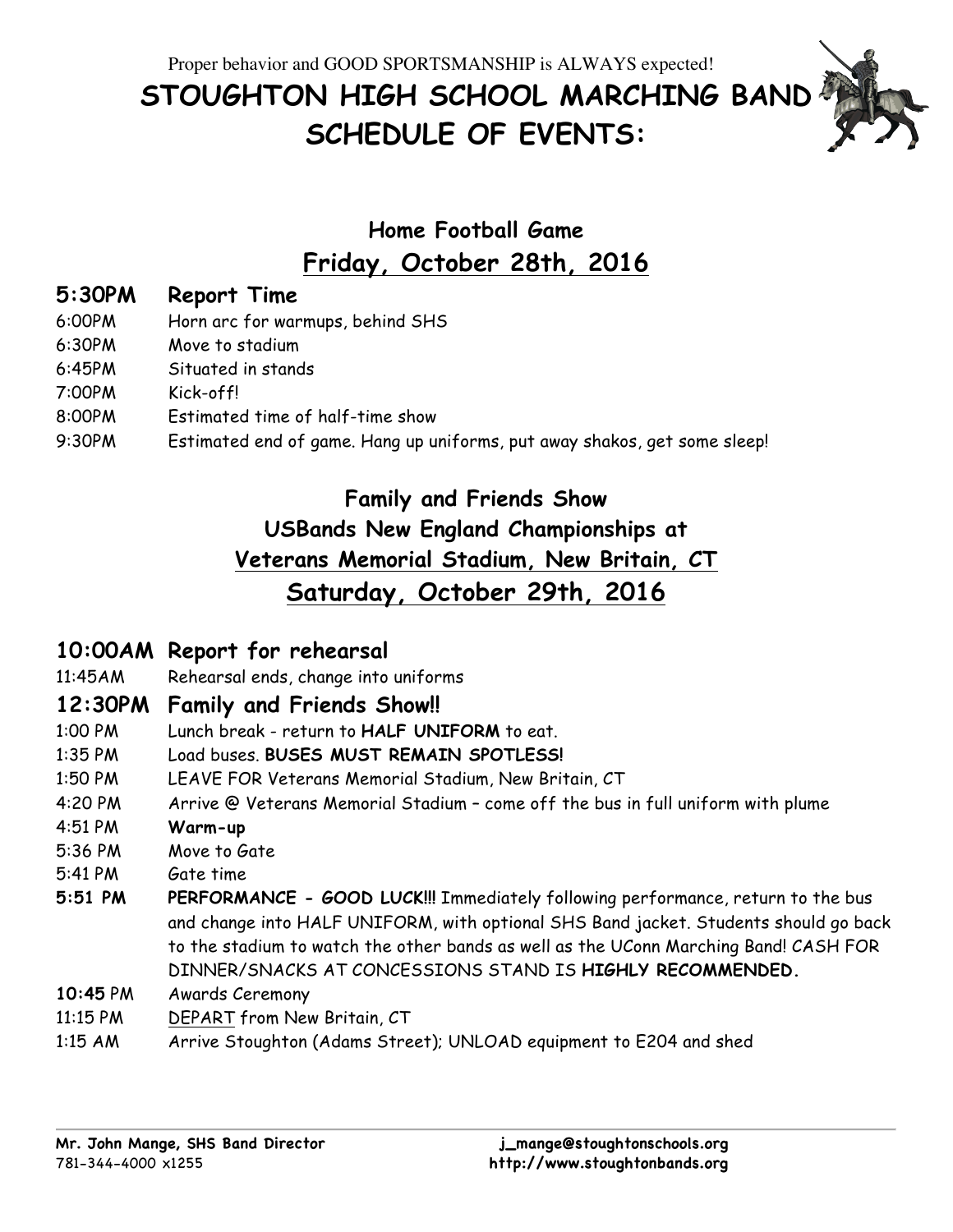Proper behavior and GOOD SPORTSMANSHIP is ALWAYS expected!

# STOUGHTON HIGH SCHOOL MARCHING BAND SCHEDULE OF EVENTS:

## Home Football Game

## Friday, October 28th, 2016

**5:30PM Report Time**

6:00PM Horn arc for warmups, behind SHS

6:30PM Move to stadium

6:45PM Situated in stands

7:00PM Kick-off!

8:00PM Estimated time of half-time show

9:30PM Estimated end of game. Hang up uniforms, put away shakos, get some sleep!

## Family and Friends Show

## USBands New England Championships at

## Veterans Memorial Stadium, New Britain, CT

## Saturday, October 29th, 2016

**10:00AM Report for rehearsal**

11:45AM Rehearsal ends, change into uniforms

**12:30PM Family and Friends Show!!**

1:00 PM Lunch break - return to **HALF UNIFORM** to eat.

1:35 PM Load buses. **BUSES MUST REMAIN SPOTLESS!**

1:50 PM LEAVE FOR Veterans Memorial Stadium, New Britain, CT

4:20 PM Arrive @ Veterans Memorial Stadium – come off the bus in full uniform with plume

4:51 PM **Warm-up**

5:36 PM Move to Gate

5:41 PM Gate time

**5:51 PM PERFORMANCE - GOOD LUCK!!!** Immediately following performance, return to the bus and change into HALF UNIFORM, with optional SHS Band jacket. Students should go back to the stadium to watch the other bands as well as the UConn Marching Band! CASH FOR DINNER/SNACKS AT CONCESSIONS STAND IS **HIGHLY RECOMMENDED.**

**10:45** PM Awards Ceremony

11:15 PM DEPART from New Britain, CT

1:15 AM Arrive Stoughton (Adams Street); UNLOAD equipment to E204 and shed

**Mr. John Mange, SHS Band Director**
781-344-4000 x1255

**j_mange@stoughtonschools.org**
**http://www.stoughtonbands.org**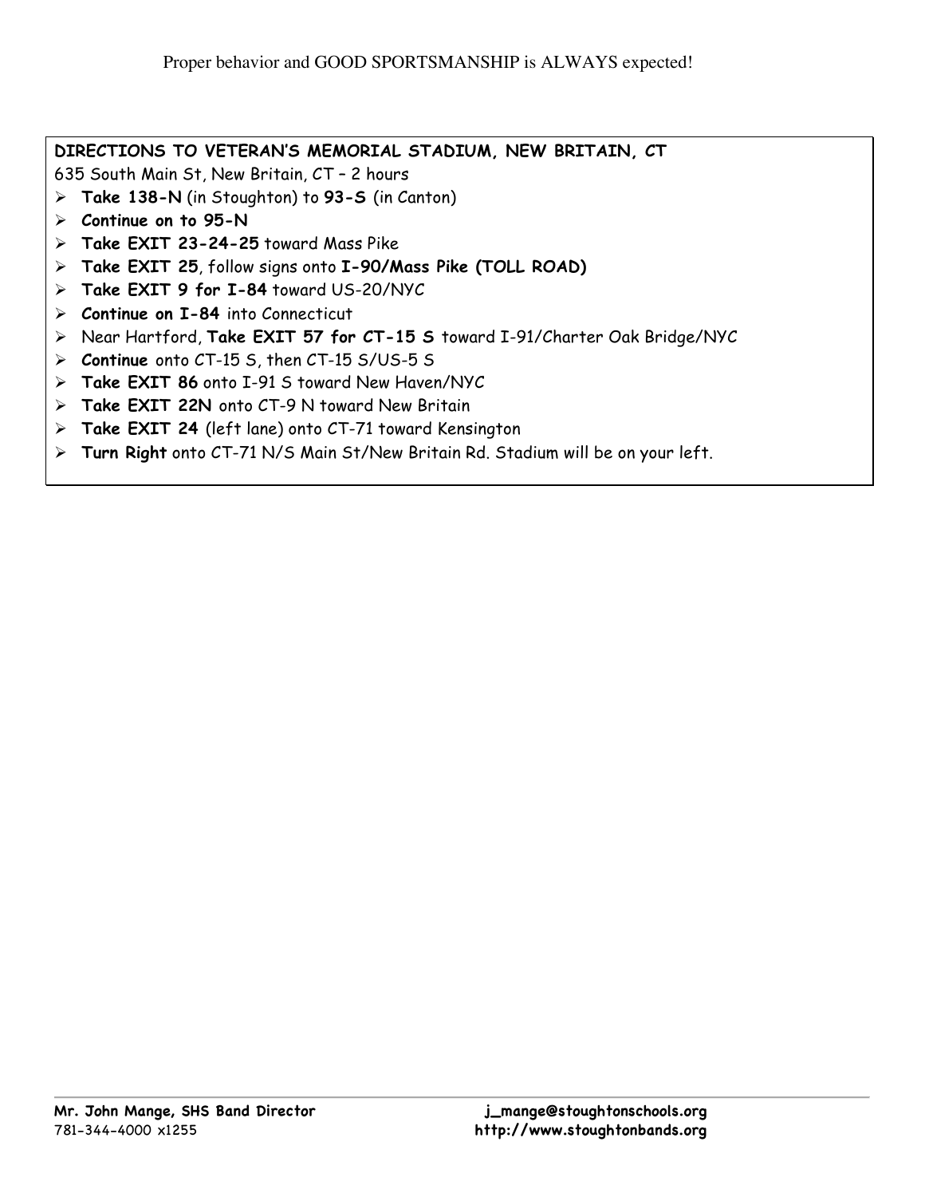Proper behavior and GOOD SPORTSMANSHIP is ALWAYS expected!

**DIRECTIONS TO VETERAN'S MEMORIAL STADIUM, NEW BRITAIN, CT**

635 South Main St, New Britain, CT – 2 hours

- **Take 138-N** (in Stoughton) to **93-S** (in Canton)
- **Continue on to 95-N**
- **Take EXIT 23-24-25** toward Mass Pike
- **Take EXIT 25**, follow signs onto **I-90/Mass Pike (TOLL ROAD)**
- **Take EXIT 9 for I-84** toward US-20/NYC
- **Continue on I-84** into Connecticut
- Near Hartford, **Take EXIT 57 for CT-15 S** toward I-91/Charter Oak Bridge/NYC
- **Continue** onto CT-15 S, then CT-15 S/US-5 S
- **Take EXIT 86** onto I-91 S toward New Haven/NYC
- **Take EXIT 22N** onto CT-9 N toward New Britain
- **Take EXIT 24** (left lane) onto CT-71 toward Kensington
- **Turn Right** onto CT-71 N/S Main St/New Britain Rd. Stadium will be on your left.

**Mr. John Mange, SHS Band Director**
781-344-4000 x1255

**j_mange@stoughtonschools.org**
**http://www.stoughtonbands.org**